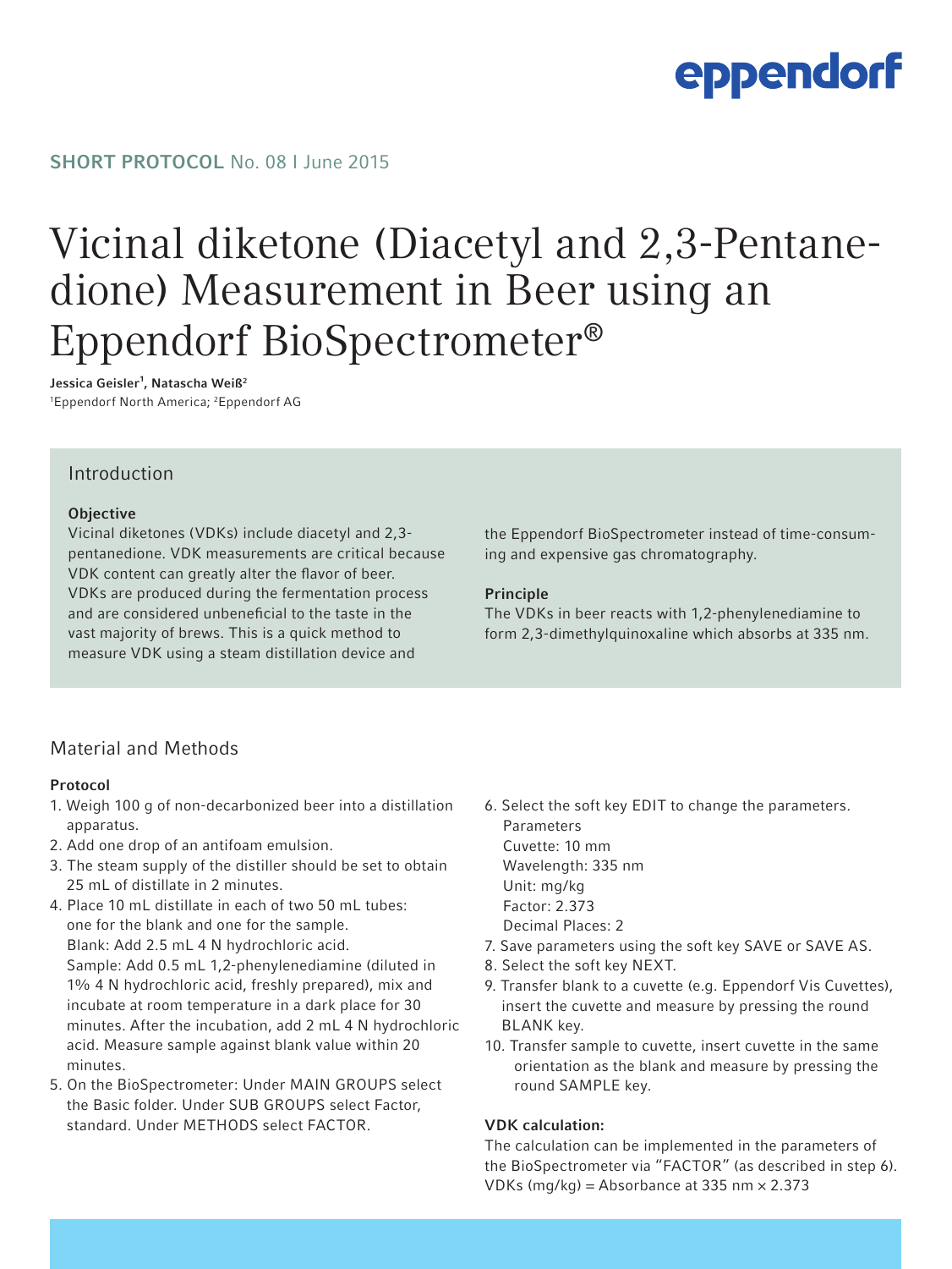eppendorf

**SHORT PROTOCOL** No. 08 I June 2015

# Vicinal diketone (Diacetyl and 2,3-Pentane-dione) Measurement in Beer using an Eppendorf BioSpectrometer®

**Jessica Geisler[1], Natascha Weiß[2]**
[1]Eppendorf North America; [2]Eppendorf AG

## Introduction

### Objective

Vicinal diketones (VDKs) include diacetyl and 2,3-pentanedione. VDK measurements are critical because VDK content can greatly alter the flavor of beer. VDKs are produced during the fermentation process and are considered unbeneficial to the taste in the vast majority of brews. This is a quick method to measure VDK using a steam distillation device and the Eppendorf BioSpectrometer instead of time-consuming and expensive gas chromatography.

### Principle

The VDKs in beer reacts with 1,2-phenylenediamine to form 2,3-dimethylquinoxaline which absorbs at 335 nm.

## Material and Methods

### Protocol

1. Weigh 100 g of non-decarbonized beer into a distillation apparatus.
2. Add one drop of an antifoam emulsion.
3. The steam supply of the distiller should be set to obtain 25 mL of distillate in 2 minutes.
4. Place 10 mL distillate in each of two 50 mL tubes: one for the blank and one for the sample.
   Blank: Add 2.5 mL 4 N hydrochloric acid.
   Sample: Add 0.5 mL 1,2-phenylenediamine (diluted in 1% 4 N hydrochloric acid, freshly prepared), mix and incubate at room temperature in a dark place for 30 minutes. After the incubation, add 2 mL 4 N hydrochloric acid. Measure sample against blank value within 20 minutes.
5. On the BioSpectrometer: Under MAIN GROUPS select the Basic folder. Under SUB GROUPS select Factor, standard. Under METHODS select FACTOR.
6. Select the soft key EDIT to change the parameters.
   Parameters
   Cuvette: 10 mm
   Wavelength: 335 nm
   Unit: mg/kg
   Factor: 2.373
   Decimal Places: 2
7. Save parameters using the soft key SAVE or SAVE AS.
8. Select the soft key NEXT.
9. Transfer blank to a cuvette (e.g. Eppendorf Vis Cuvettes), insert the cuvette and measure by pressing the round BLANK key.
10. Transfer sample to cuvette, insert cuvette in the same orientation as the blank and measure by pressing the round SAMPLE key.

### VDK calculation:

The calculation can be implemented in the parameters of the BioSpectrometer via "FACTOR" (as described in step 6).
VDKs (mg/kg) = Absorbance at 335 nm × 2.373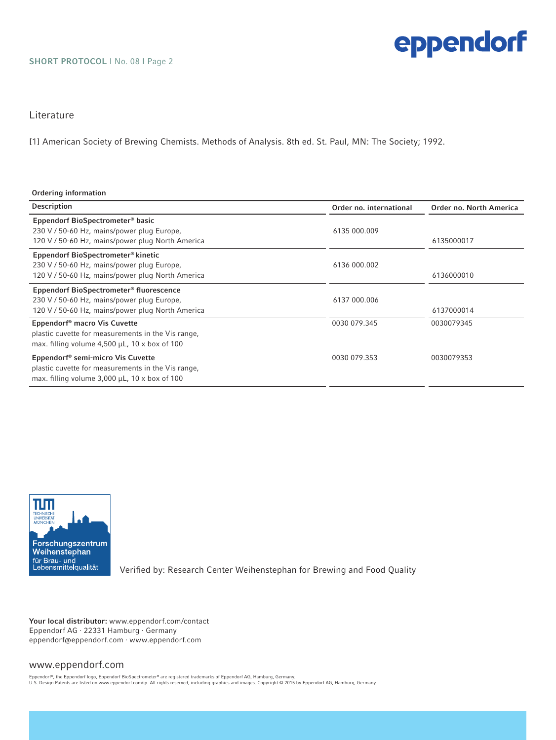## Literature

[1] American Society of Brewing Chemists. Methods of Analysis. 8th ed. St. Paul, MN: The Society; 1992.

**Ordering information**

| Description | Order no. international | Order no. North America |
|---|---|---|
| **Eppendorf BioSpectrometer® basic**<br>230 V / 50-60 Hz, mains/power plug Europe,<br>120 V / 50-60 Hz, mains/power plug North America | 6135 000.009 | 6135000017 |
| **Eppendorf BioSpectrometer® kinetic**<br>230 V / 50-60 Hz, mains/power plug Europe,<br>120 V / 50-60 Hz, mains/power plug North America | 6136 000.002 | 6136000010 |
| **Eppendorf BioSpectrometer® fluorescence**<br>230 V / 50-60 Hz, mains/power plug Europe,<br>120 V / 50-60 Hz, mains/power plug North America | 6137 000.006 | 6137000014 |
| **Eppendorf® macro Vis Cuvette**<br>plastic cuvette for measurements in the Vis range,<br>max. filling volume 4,500 µL, 10 x box of 100 | 0030 079.345 | 0030079345 |
| **Eppendorf® semi-micro Vis Cuvette**<br>plastic cuvette for measurements in the Vis range,<br>max. filling volume 3,000 µL, 10 x box of 100 | 0030 079.353 | 0030079353 |

TUM TECHNISCHE UNIVERSITÄT MÜNCHEN
Forschungszentrum Weihenstephan für Brau- und Lebensmittelqualität

Verified by: Research Center Weihenstephan for Brewing and Food Quality

**Your local distributor:** www.eppendorf.com/contact
Eppendorf AG · 22331 Hamburg · Germany
eppendorf@eppendorf.com · www.eppendorf.com

www.eppendorf.com

Eppendorf®, the Eppendorf logo, Eppendorf BioSpectrometer® are registered trademarks of Eppendorf AG, Hamburg, Germany.
U.S. Design Patents are listed on www.eppendorf.com/ip. All rights reserved, including graphics and images. Copyright © 2015 by Eppendorf AG, Hamburg, Germany